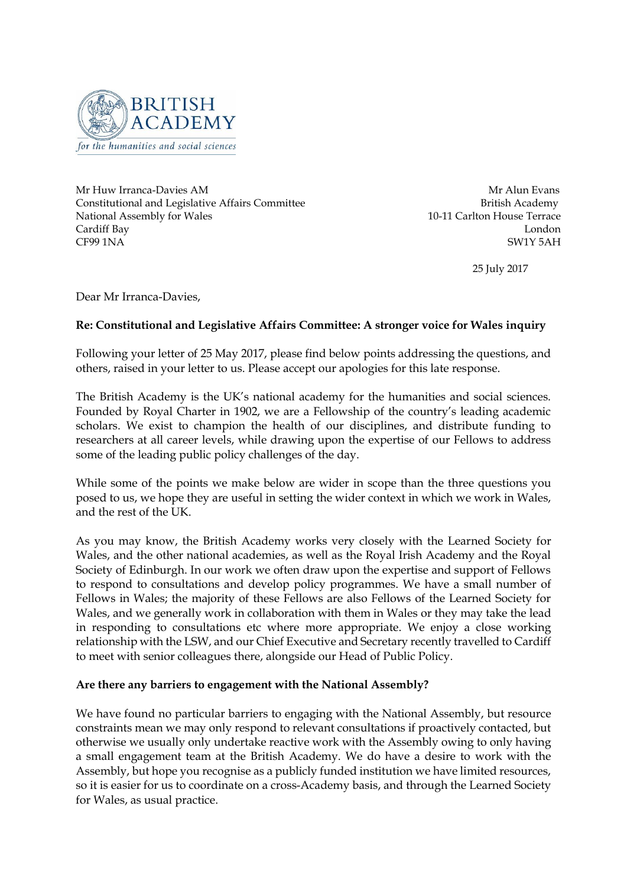BRITISH ACADEMY

*for the humanities and social sciences*

Mr Huw Irranca-Davies AM
Constitutional and Legislative Affairs Committee
National Assembly for Wales
Cardiff Bay
CF99 1NA

Mr Alun Evans
British Academy
10-11 Carlton House Terrace
London
SW1Y 5AH

25 July 2017

Dear Mr Irranca-Davies,

**Re: Constitutional and Legislative Affairs Committee: A stronger voice for Wales inquiry**

Following your letter of 25 May 2017, please find below points addressing the questions, and others, raised in your letter to us. Please accept our apologies for this late response.

The British Academy is the UK's national academy for the humanities and social sciences. Founded by Royal Charter in 1902, we are a Fellowship of the country's leading academic scholars. We exist to champion the health of our disciplines, and distribute funding to researchers at all career levels, while drawing upon the expertise of our Fellows to address some of the leading public policy challenges of the day.

While some of the points we make below are wider in scope than the three questions you posed to us, we hope they are useful in setting the wider context in which we work in Wales, and the rest of the UK.

As you may know, the British Academy works very closely with the Learned Society for Wales, and the other national academies, as well as the Royal Irish Academy and the Royal Society of Edinburgh. In our work we often draw upon the expertise and support of Fellows to respond to consultations and develop policy programmes. We have a small number of Fellows in Wales; the majority of these Fellows are also Fellows of the Learned Society for Wales, and we generally work in collaboration with them in Wales or they may take the lead in responding to consultations etc where more appropriate. We enjoy a close working relationship with the LSW, and our Chief Executive and Secretary recently travelled to Cardiff to meet with senior colleagues there, alongside our Head of Public Policy.

**Are there any barriers to engagement with the National Assembly?**

We have found no particular barriers to engaging with the National Assembly, but resource constraints mean we may only respond to relevant consultations if proactively contacted, but otherwise we usually only undertake reactive work with the Assembly owing to only having a small engagement team at the British Academy. We do have a desire to work with the Assembly, but hope you recognise as a publicly funded institution we have limited resources, so it is easier for us to coordinate on a cross-Academy basis, and through the Learned Society for Wales, as usual practice.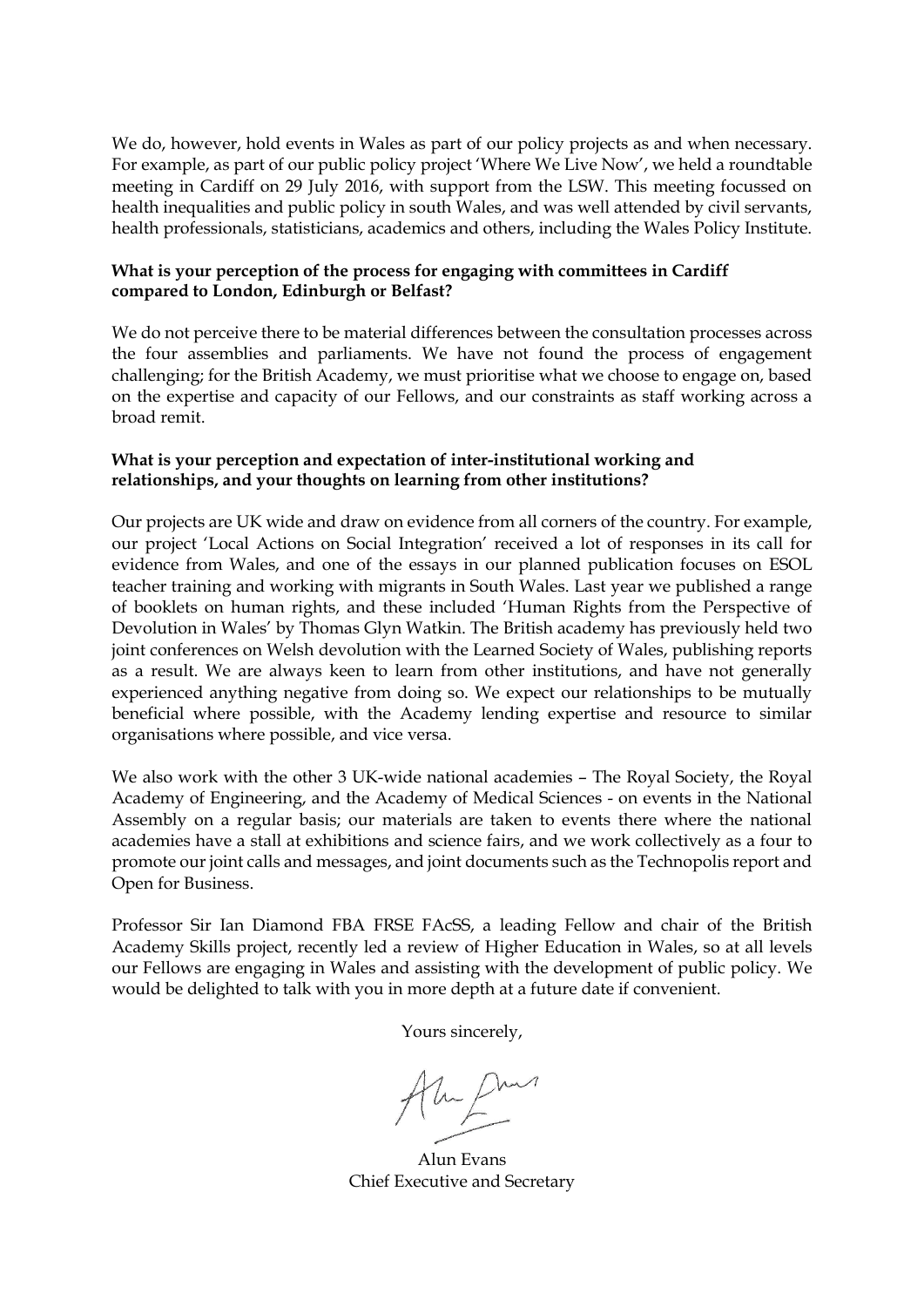We do, however, hold events in Wales as part of our policy projects as and when necessary. For example, as part of our public policy project 'Where We Live Now', we held a roundtable meeting in Cardiff on 29 July 2016, with support from the LSW. This meeting focussed on health inequalities and public policy in south Wales, and was well attended by civil servants, health professionals, statisticians, academics and others, including the Wales Policy Institute.

**What is your perception of the process for engaging with committees in Cardiff compared to London, Edinburgh or Belfast?**

We do not perceive there to be material differences between the consultation processes across the four assemblies and parliaments. We have not found the process of engagement challenging; for the British Academy, we must prioritise what we choose to engage on, based on the expertise and capacity of our Fellows, and our constraints as staff working across a broad remit.

**What is your perception and expectation of inter-institutional working and relationships, and your thoughts on learning from other institutions?**

Our projects are UK wide and draw on evidence from all corners of the country. For example, our project 'Local Actions on Social Integration' received a lot of responses in its call for evidence from Wales, and one of the essays in our planned publication focuses on ESOL teacher training and working with migrants in South Wales. Last year we published a range of booklets on human rights, and these included 'Human Rights from the Perspective of Devolution in Wales' by Thomas Glyn Watkin. The British academy has previously held two joint conferences on Welsh devolution with the Learned Society of Wales, publishing reports as a result. We are always keen to learn from other institutions, and have not generally experienced anything negative from doing so. We expect our relationships to be mutually beneficial where possible, with the Academy lending expertise and resource to similar organisations where possible, and vice versa.

We also work with the other 3 UK-wide national academies – The Royal Society, the Royal Academy of Engineering, and the Academy of Medical Sciences - on events in the National Assembly on a regular basis; our materials are taken to events there where the national academies have a stall at exhibitions and science fairs, and we work collectively as a four to promote our joint calls and messages, and joint documents such as the Technopolis report and Open for Business.

Professor Sir Ian Diamond FBA FRSE FAcSS, a leading Fellow and chair of the British Academy Skills project, recently led a review of Higher Education in Wales, so at all levels our Fellows are engaging in Wales and assisting with the development of public policy. We would be delighted to talk with you in more depth at a future date if convenient.

Yours sincerely,

Alun Evans
Chief Executive and Secretary